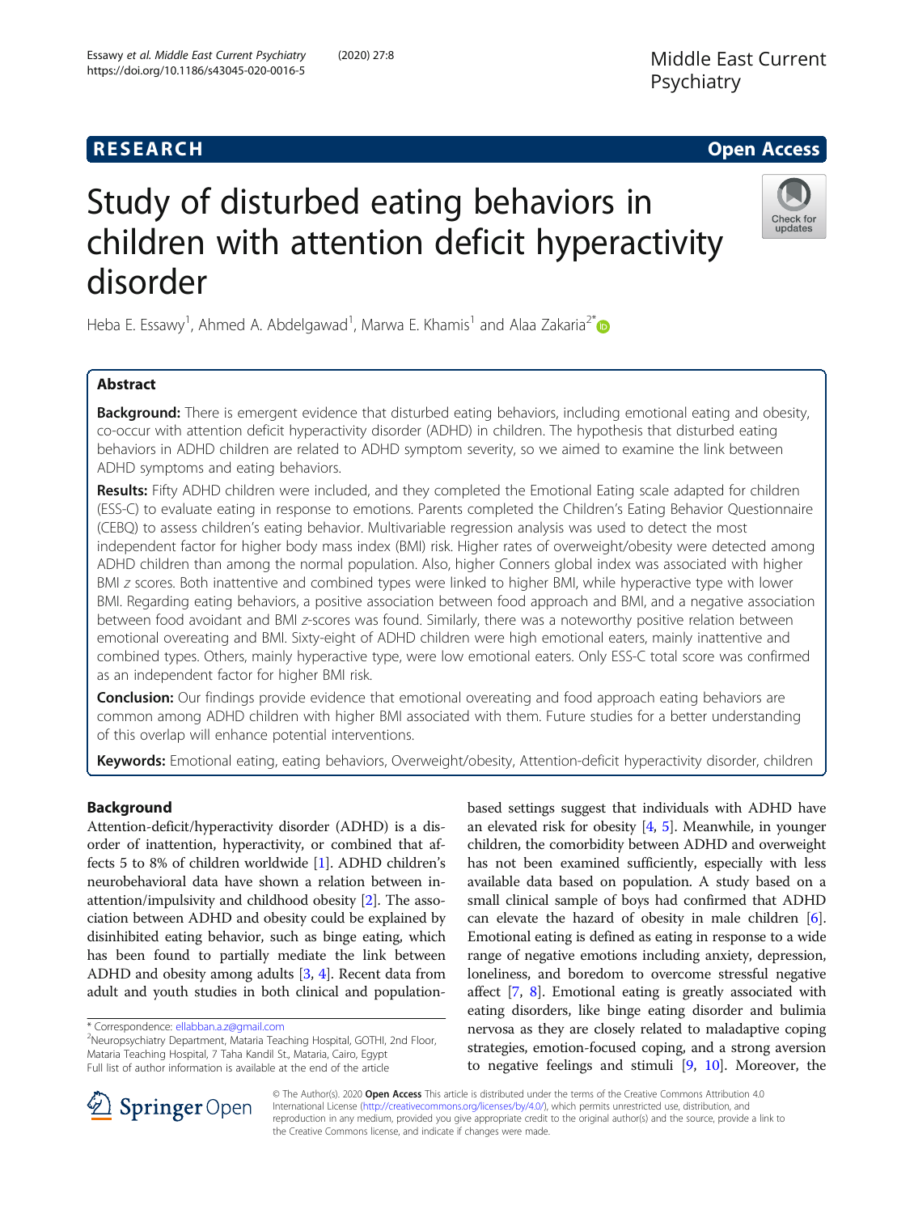# RESEARCH

# Study of disturbed eating behaviors in children with attention deficit hyperactivity disorder

Heba E. Essawy[1], Ahmed A. Abdelgawad[1], Marwa E. Khamis[1] and Alaa Zakaria[2*]

## Abstract

**Background:** There is emergent evidence that disturbed eating behaviors, including emotional eating and obesity, co-occur with attention deficit hyperactivity disorder (ADHD) in children. The hypothesis that disturbed eating behaviors in ADHD children are related to ADHD symptom severity, so we aimed to examine the link between ADHD symptoms and eating behaviors.

**Results:** Fifty ADHD children were included, and they completed the Emotional Eating scale adapted for children (ESS-C) to evaluate eating in response to emotions. Parents completed the Children's Eating Behavior Questionnaire (CEBQ) to assess children's eating behavior. Multivariable regression analysis was used to detect the most independent factor for higher body mass index (BMI) risk. Higher rates of overweight/obesity were detected among ADHD children than among the normal population. Also, higher Conners global index was associated with higher BMI *z* scores. Both inattentive and combined types were linked to higher BMI, while hyperactive type with lower BMI. Regarding eating behaviors, a positive association between food approach and BMI, and a negative association between food avoidant and BMI *z*-scores was found. Similarly, there was a noteworthy positive relation between emotional overeating and BMI. Sixty-eight of ADHD children were high emotional eaters, mainly inattentive and combined types. Others, mainly hyperactive type, were low emotional eaters. Only ESS-C total score was confirmed as an independent factor for higher BMI risk.

**Conclusion:** Our findings provide evidence that emotional overeating and food approach eating behaviors are common among ADHD children with higher BMI associated with them. Future studies for a better understanding of this overlap will enhance potential interventions.

**Keywords:** Emotional eating, eating behaviors, Overweight/obesity, Attention-deficit hyperactivity disorder, children

## Background

Attention-deficit/hyperactivity disorder (ADHD) is a disorder of inattention, hyperactivity, or combined that affects 5 to 8% of children worldwide [1]. ADHD children's neurobehavioral data have shown a relation between inattention/impulsivity and childhood obesity [2]. The association between ADHD and obesity could be explained by disinhibited eating behavior, such as binge eating, which has been found to partially mediate the link between ADHD and obesity among adults [3, 4]. Recent data from adult and youth studies in both clinical and population-based settings suggest that individuals with ADHD have an elevated risk for obesity [4, 5]. Meanwhile, in younger children, the comorbidity between ADHD and overweight has not been examined sufficiently, especially with less available data based on population. A study based on a small clinical sample of boys had confirmed that ADHD can elevate the hazard of obesity in male children [6]. Emotional eating is defined as eating in response to a wide range of negative emotions including anxiety, depression, loneliness, and boredom to overcome stressful negative affect [7, 8]. Emotional eating is greatly associated with eating disorders, like binge eating disorder and bulimia nervosa as they are closely related to maladaptive coping strategies, emotion-focused coping, and a strong aversion to negative feelings and stimuli [9, 10]. Moreover, the

\* Correspondence: ellabban.a.z@gmail.com
[2]Neuropsychiatry Department, Mataria Teaching Hospital, GOTHI, 2nd Floor, Mataria Teaching Hospital, 7 Taha Kandil St., Mataria, Cairo, Egypt
Full list of author information is available at the end of the article

© The Author(s). 2020 **Open Access** This article is distributed under the terms of the Creative Commons Attribution 4.0 International License (http://creativecommons.org/licenses/by/4.0/), which permits unrestricted use, distribution, and reproduction in any medium, provided you give appropriate credit to the original author(s) and the source, provide a link to the Creative Commons license, and indicate if changes were made.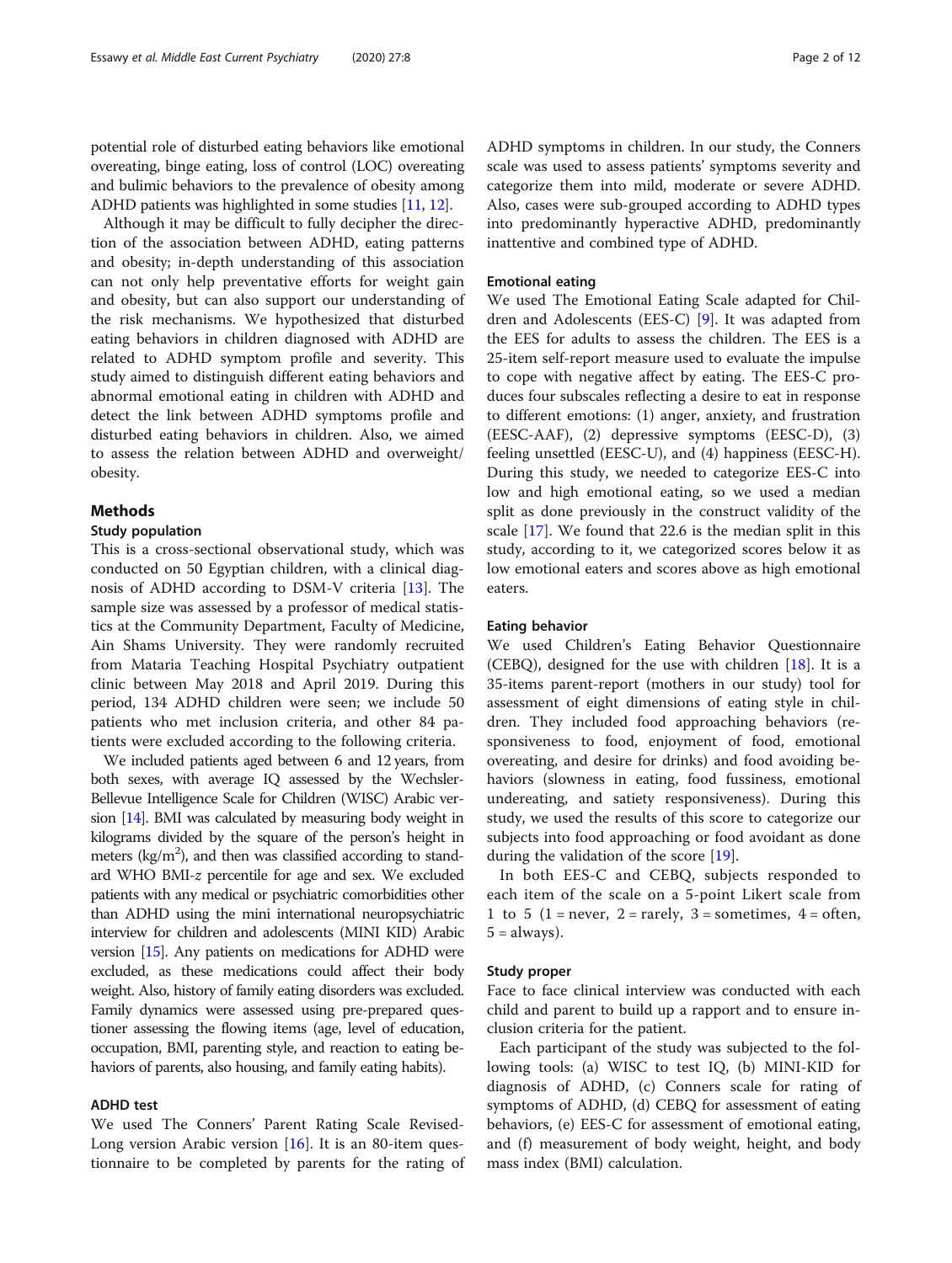potential role of disturbed eating behaviors like emotional overeating, binge eating, loss of control (LOC) overeating and bulimic behaviors to the prevalence of obesity among ADHD patients was highlighted in some studies [11, 12].

Although it may be difficult to fully decipher the direction of the association between ADHD, eating patterns and obesity; in-depth understanding of this association can not only help preventative efforts for weight gain and obesity, but can also support our understanding of the risk mechanisms. We hypothesized that disturbed eating behaviors in children diagnosed with ADHD are related to ADHD symptom profile and severity. This study aimed to distinguish different eating behaviors and abnormal emotional eating in children with ADHD and detect the link between ADHD symptoms profile and disturbed eating behaviors in children. Also, we aimed to assess the relation between ADHD and overweight/obesity.

## Methods

### Study population

This is a cross-sectional observational study, which was conducted on 50 Egyptian children, with a clinical diagnosis of ADHD according to DSM-V criteria [13]. The sample size was assessed by a professor of medical statistics at the Community Department, Faculty of Medicine, Ain Shams University. They were randomly recruited from Mataria Teaching Hospital Psychiatry outpatient clinic between May 2018 and April 2019. During this period, 134 ADHD children were seen; we include 50 patients who met inclusion criteria, and other 84 patients were excluded according to the following criteria.

We included patients aged between 6 and 12 years, from both sexes, with average IQ assessed by the Wechsler-Bellevue Intelligence Scale for Children (WISC) Arabic version [14]. BMI was calculated by measuring body weight in kilograms divided by the square of the person's height in meters (kg/m$^2$), and then was classified according to standard WHO BMI-*z* percentile for age and sex. We excluded patients with any medical or psychiatric comorbidities other than ADHD using the mini international neuropsychiatric interview for children and adolescents (MINI KID) Arabic version [15]. Any patients on medications for ADHD were excluded, as these medications could affect their body weight. Also, history of family eating disorders was excluded. Family dynamics were assessed using pre-prepared questioner assessing the flowing items (age, level of education, occupation, BMI, parenting style, and reaction to eating behaviors of parents, also housing, and family eating habits).

### ADHD test

We used The Conners' Parent Rating Scale Revised-Long version Arabic version [16]. It is an 80-item questionnaire to be completed by parents for the rating of ADHD symptoms in children. In our study, the Conners scale was used to assess patients' symptoms severity and categorize them into mild, moderate or severe ADHD. Also, cases were sub-grouped according to ADHD types into predominantly hyperactive ADHD, predominantly inattentive and combined type of ADHD.

### Emotional eating

We used The Emotional Eating Scale adapted for Children and Adolescents (EES-C) [9]. It was adapted from the EES for adults to assess the children. The EES is a 25-item self-report measure used to evaluate the impulse to cope with negative affect by eating. The EES-C produces four subscales reflecting a desire to eat in response to different emotions: (1) anger, anxiety, and frustration (EESC-AAF), (2) depressive symptoms (EESC-D), (3) feeling unsettled (EESC-U), and (4) happiness (EESC-H). During this study, we needed to categorize EES-C into low and high emotional eating, so we used a median split as done previously in the construct validity of the scale [17]. We found that 22.6 is the median split in this study, according to it, we categorized scores below it as low emotional eaters and scores above as high emotional eaters.

### Eating behavior

We used Children's Eating Behavior Questionnaire (CEBQ), designed for the use with children [18]. It is a 35-items parent-report (mothers in our study) tool for assessment of eight dimensions of eating style in children. They included food approaching behaviors (responsiveness to food, enjoyment of food, emotional overeating, and desire for drinks) and food avoiding behaviors (slowness in eating, food fussiness, emotional undereating, and satiety responsiveness). During this study, we used the results of this score to categorize our subjects into food approaching or food avoidant as done during the validation of the score [19].

In both EES-C and CEBQ, subjects responded to each item of the scale on a 5-point Likert scale from 1 to 5 (1 = never, 2 = rarely, 3 = sometimes, 4 = often, 5 = always).

### Study proper

Face to face clinical interview was conducted with each child and parent to build up a rapport and to ensure inclusion criteria for the patient.

Each participant of the study was subjected to the following tools: (a) WISC to test IQ, (b) MINI-KID for diagnosis of ADHD, (c) Conners scale for rating of symptoms of ADHD, (d) CEBQ for assessment of eating behaviors, (e) EES-C for assessment of emotional eating, and (f) measurement of body weight, height, and body mass index (BMI) calculation.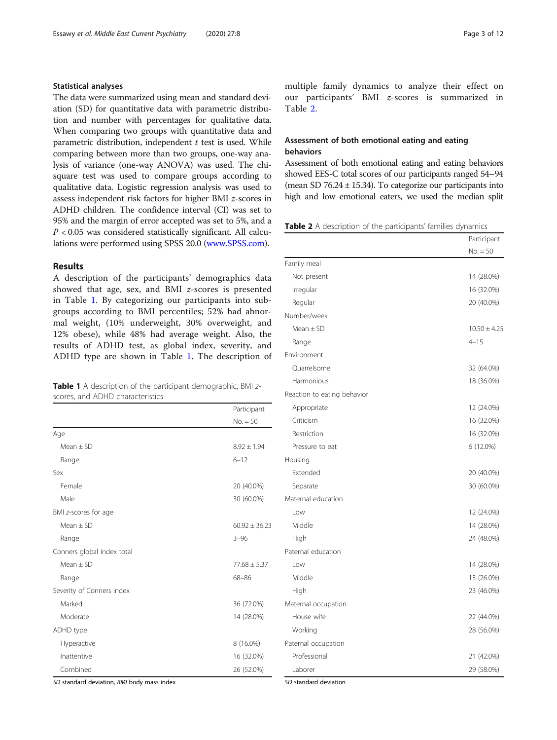### Statistical analyses

The data were summarized using mean and standard deviation (SD) for quantitative data with parametric distribution and number with percentages for qualitative data. When comparing two groups with quantitative data and parametric distribution, independent *t* test is used. While comparing between more than two groups, one-way analysis of variance (one-way ANOVA) was used. The chi-square test was used to compare groups according to qualitative data. Logistic regression analysis was used to assess independent risk factors for higher BMI *z*-scores in ADHD children. The confidence interval (CI) was set to 95% and the margin of error accepted was set to 5%, and a $P < 0.05$ was considered statistically significant. All calculations were performed using SPSS 20.0 (www.SPSS.com).

## Results

A description of the participants' demographics data showed that age, sex, and BMI *z*-scores is presented in Table 1. By categorizing our participants into subgroups according to BMI percentiles; 52% had abnormal weight, (10% underweight, 30% overweight, and 12% obese), while 48% had average weight. Also, the results of ADHD test, as global index, severity, and ADHD type are shown in Table 1. The description of multiple family dynamics to analyze their effect on our participants' BMI *z*-scores is summarized in Table 2.

**Table 1** A description of the participant demographic, BMI *z*-scores, and ADHD characteristics

| | Participant No. = 50 |
|---|---|
| Age | |
| Mean ± SD | 8.92 ± 1.94 |
| Range | 6–12 |
| Sex | |
| Female | 20 (40.0%) |
| Male | 30 (60.0%) |
| BMI *z*-scores for age | |
| Mean ± SD | 60.92 ± 36.23 |
| Range | 3–96 |
| Conners global index total | |
| Mean ± SD | 77.68 ± 5.37 |
| Range | 68–86 |
| Severity of Conners index | |
| Marked | 36 (72.0%) |
| Moderate | 14 (28.0%) |
| ADHD type | |
| Hyperactive | 8 (16.0%) |
| Inattentive | 16 (32.0%) |
| Combined | 26 (52.0%) |

*SD* standard deviation, *BMI* body mass index

### Assessment of both emotional eating and eating behaviors

Assessment of both emotional eating and eating behaviors showed EES-C total scores of our participants ranged 54–94 (mean SD 76.24 ± 15.34). To categorize our participants into high and low emotional eaters, we used the median split

**Table 2** A description of the participants' families dynamics

| | Participant No. = 50 |
|---|---|
| Family meal | |
| Not present | 14 (28.0%) |
| Irregular | 16 (32.0%) |
| Regular | 20 (40.0%) |
| Number/week | |
| Mean ± SD | 10.50 ± 4.25 |
| Range | 4–15 |
| Environment | |
| Quarrelsome | 32 (64.0%) |
| Harmonious | 18 (36.0%) |
| Reaction to eating behavior | |
| Appropriate | 12 (24.0%) |
| Criticism | 16 (32.0%) |
| Restriction | 16 (32.0%) |
| Pressure to eat | 6 (12.0%) |
| Housing | |
| Extended | 20 (40.0%) |
| Separate | 30 (60.0%) |
| Maternal education | |
| Low | 12 (24.0%) |
| Middle | 14 (28.0%) |
| High | 24 (48.0%) |
| Paternal education | |
| Low | 14 (28.0%) |
| Middle | 13 (26.0%) |
| High | 23 (46.0%) |
| Maternal occupation | |
| House wife | 22 (44.0%) |
| Working | 28 (56.0%) |
| Paternal occupation | |
| Professional | 21 (42.0%) |
| Laborer | 29 (58.0%) |

*SD* standard deviation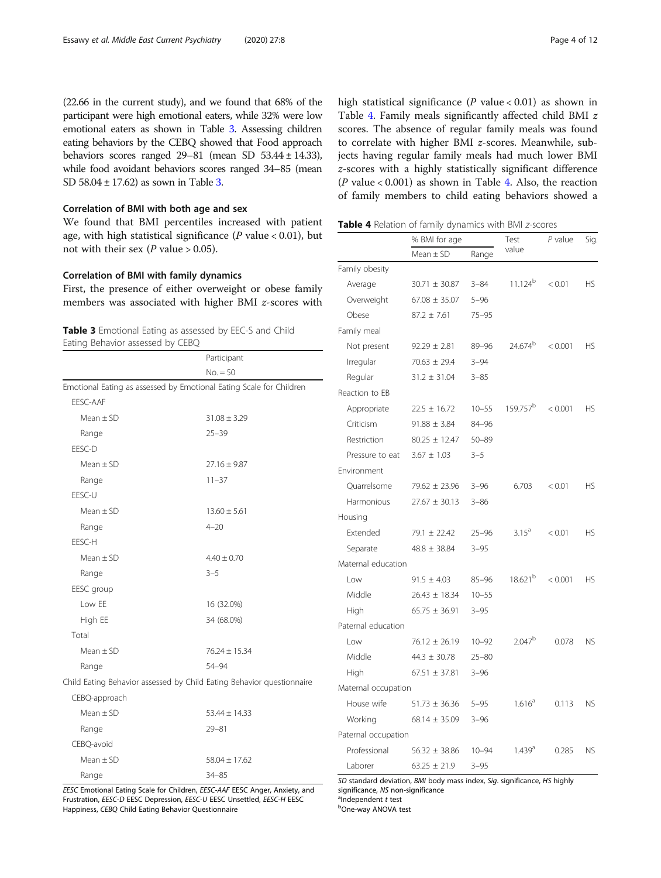(22.66 in the current study), and we found that 68% of the participant were high emotional eaters, while 32% were low emotional eaters as shown in Table 3. Assessing children eating behaviors by the CEBQ showed that Food approach behaviors scores ranged 29–81 (mean SD 53.44 ± 14.33), while food avoidant behaviors scores ranged 34–85 (mean SD 58.04 ± 17.62) as sown in Table 3.

### Correlation of BMI with both age and sex

We found that BMI percentiles increased with patient age, with high statistical significance (*P* value < 0.01), but not with their sex (*P* value > 0.05).

### Correlation of BMI with family dynamics

First, the presence of either overweight or obese family members was associated with higher BMI *z*-scores with high statistical significance (*P* value < 0.01) as shown in Table 4. Family meals significantly affected child BMI *z* scores. The absence of regular family meals was found to correlate with higher BMI *z*-scores. Meanwhile, subjects having regular family meals had much lower BMI *z*-scores with a highly statistically significant difference (*P* value < 0.001) as shown in Table 4. Also, the reaction of family members to child eating behaviors showed a

**Table 3** Emotional Eating as assessed by EEC-S and Child Eating Behavior assessed by CEBQ

| | Participant |
|---|---|
| | No. = 50 |
| Emotional Eating as assessed by Emotional Eating Scale for Children | |
| EESC-AAF | |
| Mean ± SD | 31.08 ± 3.29 |
| Range | 25–39 |
| EESC-D | |
| Mean ± SD | 27.16 ± 9.87 |
| Range | 11–37 |
| EESC-U | |
| Mean ± SD | 13.60 ± 5.61 |
| Range | 4–20 |
| EESC-H | |
| Mean ± SD | 4.40 ± 0.70 |
| Range | 3–5 |
| EESC group | |
| Low EE | 16 (32.0%) |
| High EE | 34 (68.0%) |
| Total | |
| Mean ± SD | 76.24 ± 15.34 |
| Range | 54–94 |
| Child Eating Behavior assessed by Child Eating Behavior questionnaire | |
| CEBQ-approach | |
| Mean ± SD | 53.44 ± 14.33 |
| Range | 29–81 |
| CEBQ-avoid | |
| Mean ± SD | 58.04 ± 17.62 |
| Range | 34–85 |

*EESC* Emotional Eating Scale for Children, *EESC-AAF* EESC Anger, Anxiety, and Frustration, *EESC-D* EESC Depression, *EESC-U* EESC Unsettled, *EESC-H* EESC Happiness, *CEBQ* Child Eating Behavior Questionnaire

**Table 4** Relation of family dynamics with BMI *z*-scores

| | % BMI for age | | Test value | *P* value | Sig. |
|---|---|---|---|---|---|
| | Mean ± SD | Range | | | |
| Family obesity | | | | | |
| Average | 30.71 ± 30.87 | 3–84 | 11.124[b] | < 0.01 | HS |
| Overweight | 67.08 ± 35.07 | 5–96 | | | |
| Obese | 87.2 ± 7.61 | 75–95 | | | |
| Family meal | | | | | |
| Not present | 92.29 ± 2.81 | 89–96 | 24.674[b] | < 0.001 | HS |
| Irregular | 70.63 ± 29.4 | 3–94 | | | |
| Regular | 31.2 ± 31.04 | 3–85 | | | |
| Reaction to EB | | | | | |
| Appropriate | 22.5 ± 16.72 | 10–55 | 159.757[b] | < 0.001 | HS |
| Criticism | 91.88 ± 3.84 | 84–96 | | | |
| Restriction | 80.25 ± 12.47 | 50–89 | | | |
| Pressure to eat | 3.67 ± 1.03 | 3–5 | | | |
| Environment | | | | | |
| Quarrelsome | 79.62 ± 23.96 | 3–96 | 6.703 | < 0.01 | HS |
| Harmonious | 27.67 ± 30.13 | 3–86 | | | |
| Housing | | | | | |
| Extended | 79.1 ± 22.42 | 25–96 | 3.15[a] | < 0.01 | HS |
| Separate | 48.8 ± 38.84 | 3–95 | | | |
| Maternal education | | | | | |
| Low | 91.5 ± 4.03 | 85–96 | 18.621[b] | < 0.001 | HS |
| Middle | 26.43 ± 18.34 | 10–55 | | | |
| High | 65.75 ± 36.91 | 3–95 | | | |
| Paternal education | | | | | |
| Low | 76.12 ± 26.19 | 10–92 | 2.047[b] | 0.078 | NS |
| Middle | 44.3 ± 30.78 | 25–80 | | | |
| High | 67.51 ± 37.81 | 3–96 | | | |
| Maternal occupation | | | | | |
| House wife | 51.73 ± 36.36 | 5–95 | 1.616[a] | 0.113 | NS |
| Working | 68.14 ± 35.09 | 3–96 | | | |
| Paternal occupation | | | | | |
| Professional | 56.32 ± 38.86 | 10–94 | 1.439[a] | 0.285 | NS |
| Laborer | 63.25 ± 21.9 | 3–95 | | | |

*SD* standard deviation, *BMI* body mass index, *Sig.* significance, *HS* highly significance, *NS* non-significance
[a]Independent *t* test
[b]One-way ANOVA test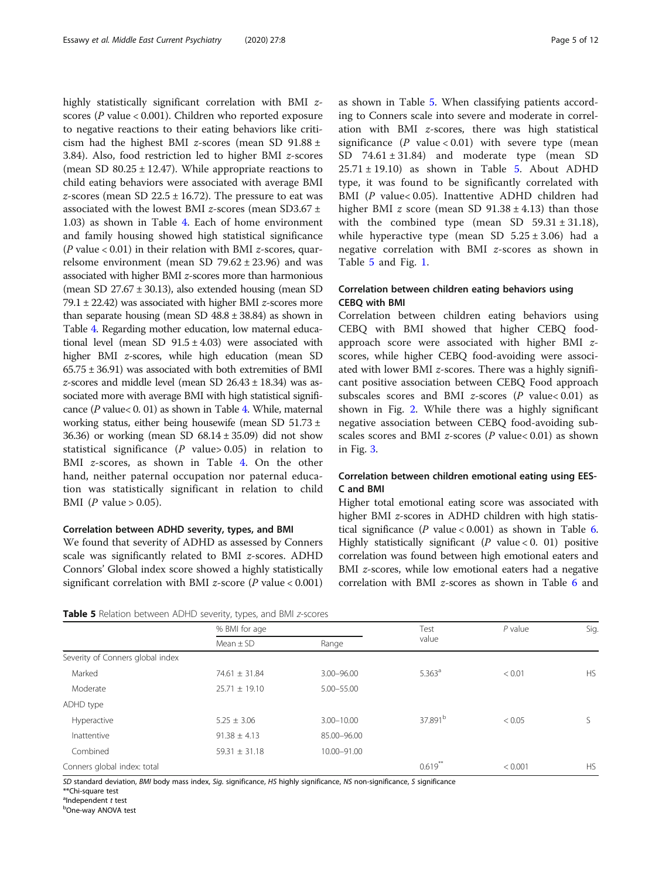highly statistically significant correlation with BMI *z*-scores (*P* value < 0.001). Children who reported exposure to negative reactions to their eating behaviors like criticism had the highest BMI *z*-scores (mean SD 91.88 ± 3.84). Also, food restriction led to higher BMI *z*-scores (mean SD 80.25 ± 12.47). While appropriate reactions to child eating behaviors were associated with average BMI *z*-scores (mean SD 22.5 ± 16.72). The pressure to eat was associated with the lowest BMI *z*-scores (mean SD3.67 ± 1.03) as shown in Table 4. Each of home environment and family housing showed high statistical significance (*P* value < 0.01) in their relation with BMI *z*-scores, quarrelsome environment (mean SD 79.62 ± 23.96) and was associated with higher BMI *z*-scores more than harmonious (mean SD 27.67 ± 30.13), also extended housing (mean SD 79.1 ± 22.42) was associated with higher BMI *z*-scores more than separate housing (mean SD 48.8 ± 38.84) as shown in Table 4. Regarding mother education, low maternal educational level (mean SD 91.5 ± 4.03) were associated with higher BMI *z*-scores, while high education (mean SD 65.75 ± 36.91) was associated with both extremities of BMI *z*-scores and middle level (mean SD 26.43 ± 18.34) was associated more with average BMI with high statistical significance (*P* value< 0. 01) as shown in Table 4. While, maternal working status, either being housewife (mean SD 51.73 ± 36.36) or working (mean SD 68.14 ± 35.09) did not show statistical significance (*P* value> 0.05) in relation to BMI *z*-scores, as shown in Table 4. On the other hand, neither paternal occupation nor paternal education was statistically significant in relation to child BMI (*P* value > 0.05).

#### Correlation between ADHD severity, types, and BMI

We found that severity of ADHD as assessed by Conners scale was significantly related to BMI *z*-scores. ADHD Connors' Global index score showed a highly statistically significant correlation with BMI *z*-score (*P* value < 0.001) as shown in Table 5. When classifying patients according to Conners scale into severe and moderate in correlation with BMI *z*-scores, there was high statistical significance (*P* value < 0.01) with severe type (mean SD 74.61 ± 31.84) and moderate type (mean SD 25.71 ± 19.10) as shown in Table 5. About ADHD type, it was found to be significantly correlated with BMI (*P* value< 0.05). Inattentive ADHD children had higher BMI *z* score (mean SD 91.38 ± 4.13) than those with the combined type (mean SD 59.31 ± 31.18), while hyperactive type (mean SD 5.25 ± 3.06) had a negative correlation with BMI *z*-scores as shown in Table 5 and Fig. 1.

#### Correlation between children eating behaviors using CEBQ with BMI

Correlation between children eating behaviors using CEBQ with BMI showed that higher CEBQ food-approach score were associated with higher BMI *z*-scores, while higher CEBQ food-avoiding were associated with lower BMI *z*-scores. There was a highly significant positive association between CEBQ Food approach subscales scores and BMI *z*-scores (*P* value< 0.01) as shown in Fig. 2. While there was a highly significant negative association between CEBQ food-avoiding subscales scores and BMI *z*-scores (*P* value< 0.01) as shown in Fig. 3.

#### Correlation between children emotional eating using EES-C and BMI

Higher total emotional eating score was associated with higher BMI *z*-scores in ADHD children with high statistical significance (*P* value < 0.001) as shown in Table 6. Highly statistically significant (*P* value < 0. 01) positive correlation was found between high emotional eaters and BMI *z*-scores, while low emotional eaters had a negative correlation with BMI *z*-scores as shown in Table 6 and

**Table 5** Relation between ADHD severity, types, and BMI *z*-scores

| | % BMI for age | | Test value | *P* value | Sig. |
|---|---|---|---|---|---|
| | Mean ± SD | Range | | | |
| Severity of Conners global index | | | | | |
| Marked | 74.61 ± 31.84 | 3.00–96.00 | 5.363[a] | < 0.01 | HS |
| Moderate | 25.71 ± 19.10 | 5.00–55.00 | | | |
| ADHD type | | | | | |
| Hyperactive | 5.25 ± 3.06 | 3.00–10.00 | 37.891[b] | < 0.05 | S |
| Inattentive | 91.38 ± 4.13 | 85.00–96.00 | | | |
| Combined | 59.31 ± 31.18 | 10.00–91.00 | | | |
| Conners global index: total | | | 0.619** | < 0.001 | HS |

*SD* standard deviation, *BMI* body mass index, *Sig.* significance, *HS* highly significance, *NS* non-significance, *S* significance
**Chi-square test
[a]Independent *t* test
[b]One-way ANOVA test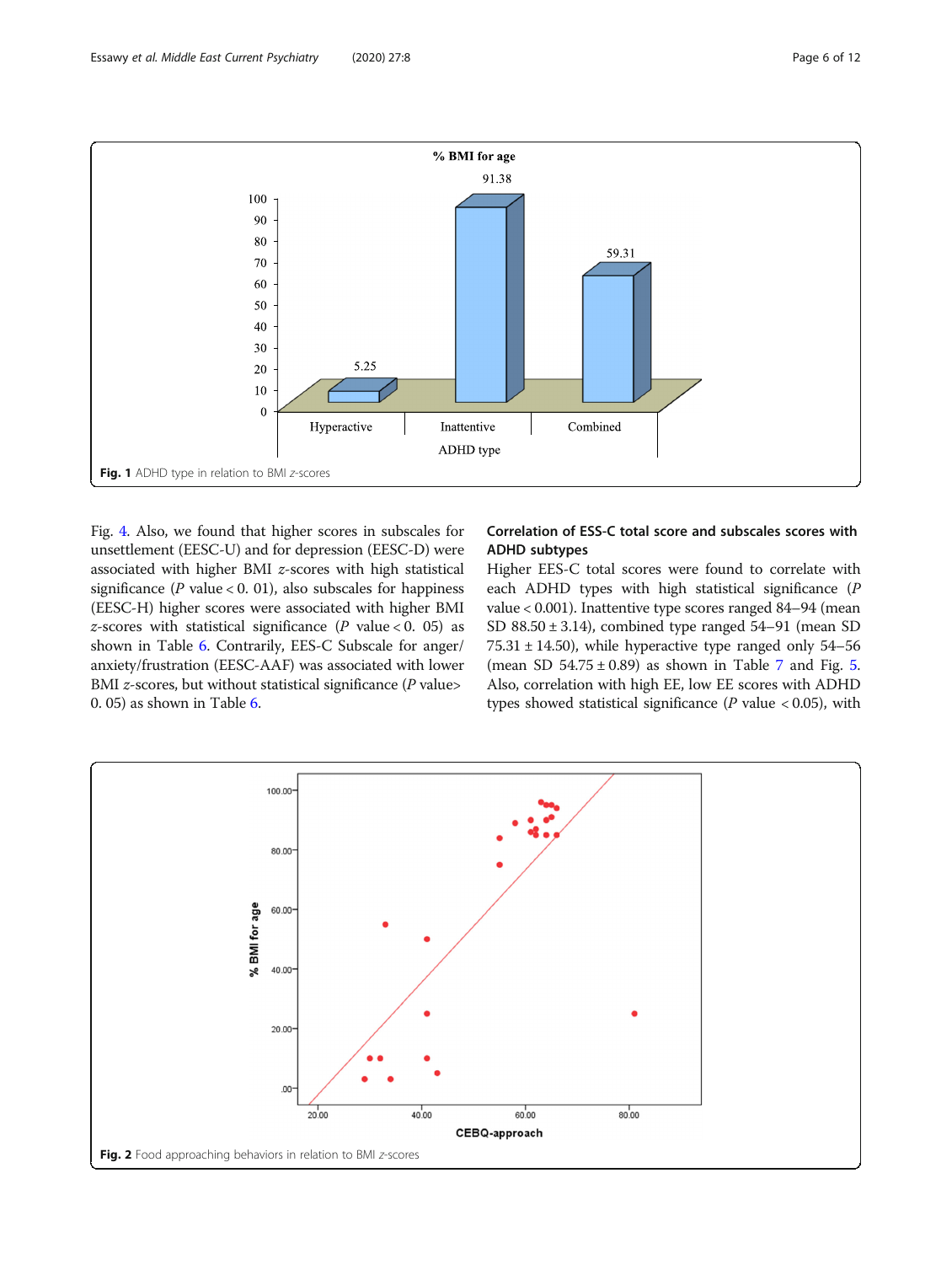Fig. 1 ADHD type in relation to BMI z-scores

Fig. 4. Also, we found that higher scores in subscales for unsettlement (EESC-U) and for depression (EESC-D) were associated with higher BMI z-scores with high statistical significance (P value < 0. 01), also subscales for happiness (EESC-H) higher scores were associated with higher BMI z-scores with statistical significance (P value < 0. 05) as shown in Table 6. Contrarily, EES-C Subscale for anger/ anxiety/frustration (EESC-AAF) was associated with lower BMI z-scores, but without statistical significance (P value> 0. 05) as shown in Table 6.

### Correlation of ESS-C total score and subscales scores with ADHD subtypes

Higher EES-C total scores were found to correlate with each ADHD types with high statistical significance (P value < 0.001). Inattentive type scores ranged 84–94 (mean SD 88.50 ± 3.14), combined type ranged 54–91 (mean SD 75.31 ± 14.50), while hyperactive type ranged only 54–56 (mean SD 54.75 ± 0.89) as shown in Table 7 and Fig. 5. Also, correlation with high EE, low EE scores with ADHD types showed statistical significance (P value < 0.05), with

Fig. 2 Food approaching behaviors in relation to BMI z-scores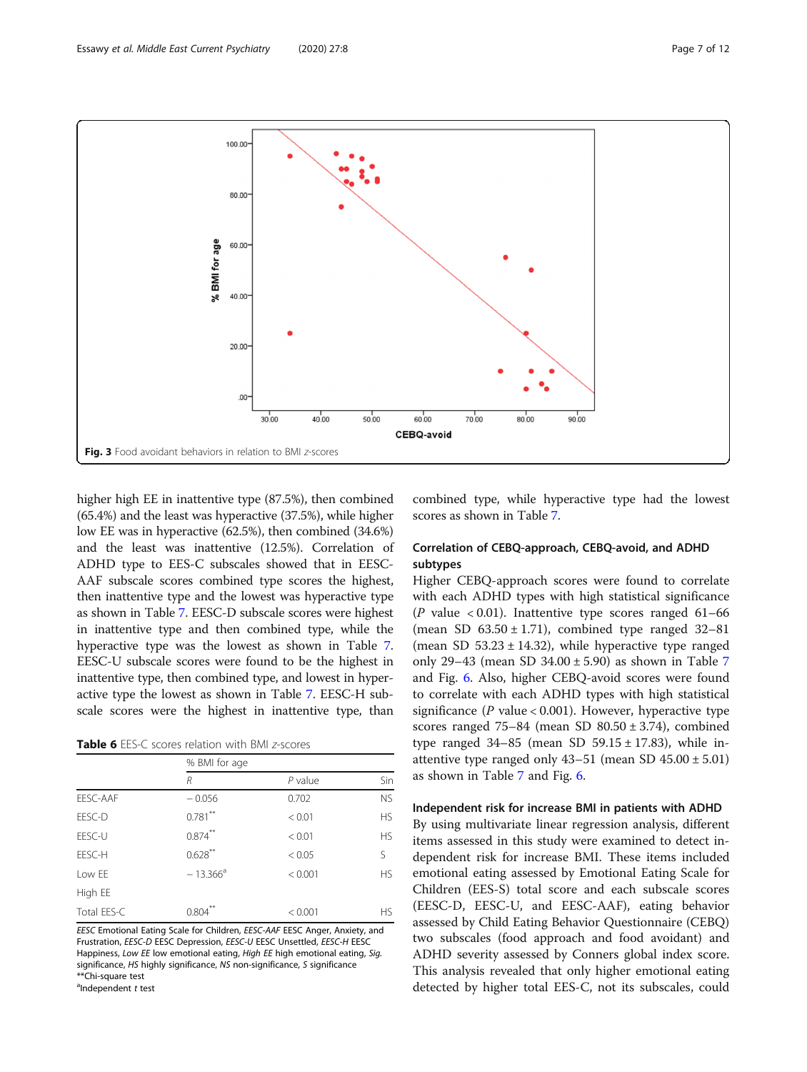Fig. 3 Food avoidant behaviors in relation to BMI z-scores

higher high EE in inattentive type (87.5%), then combined (65.4%) and the least was hyperactive (37.5%), while higher low EE was in hyperactive (62.5%), then combined (34.6%) and the least was inattentive (12.5%). Correlation of ADHD type to EES-C subscales showed that in EESC-AAF subscale scores combined type scores the highest, then inattentive type and the lowest was hyperactive type as shown in Table 7. EESC-D subscale scores were highest in inattentive type and then combined type, while the hyperactive type was the lowest as shown in Table 7. EESC-U subscale scores were found to be the highest in inattentive type, then combined type, and lowest in hyperactive type the lowest as shown in Table 7. EESC-H subscale scores were the highest in inattentive type, than combined type, while hyperactive type had the lowest scores as shown in Table 7.

**Table 6** EES-C scores relation with BMI z-scores

| | % BMI for age | | |
|---|---|---|---|
| | *R* | *P* value | Sin |
| EESC-AAF | − 0.056 | 0.702 | NS |
| EESC-D | 0.781** | < 0.01 | HS |
| EESC-U | 0.874** | < 0.01 | HS |
| EESC-H | 0.628** | < 0.05 | S |
| Low EE | − 13.366[a] | < 0.001 | HS |
| High EE | | | |
| Total EES-C | 0.804** | < 0.001 | HS |

*EESC* Emotional Eating Scale for Children, *EESC-AAF* EESC Anger, Anxiety, and Frustration, *EESC-D* EESC Depression, *EESC-U* EESC Unsettled, *EESC-H* EESC Happiness, *Low EE* low emotional eating, *High EE* high emotional eating, *Sig.* significance, *HS* highly significance, *NS* non-significance, *S* significance
**Chi-square test
[a]Independent *t* test

### Correlation of CEBQ-approach, CEBQ-avoid, and ADHD subtypes

Higher CEBQ-approach scores were found to correlate with each ADHD types with high statistical significance ($P$ value $< 0.01$). Inattentive type scores ranged 61–66 (mean SD 63.50 ± 1.71), combined type ranged 32–81 (mean SD 53.23 ± 14.32), while hyperactive type ranged only 29–43 (mean SD 34.00 ± 5.90) as shown in Table 7 and Fig. 6. Also, higher CEBQ-avoid scores were found to correlate with each ADHD types with high statistical significance ($P$ value $< 0.001$). However, hyperactive type scores ranged 75–84 (mean SD 80.50 ± 3.74), combined type ranged 34–85 (mean SD 59.15 ± 17.83), while inattentive type ranged only 43–51 (mean SD 45.00 ± 5.01) as shown in Table 7 and Fig. 6.

### Independent risk for increase BMI in patients with ADHD

By using multivariate linear regression analysis, different items assessed in this study were examined to detect independent risk for increase BMI. These items included emotional eating assessed by Emotional Eating Scale for Children (EES-S) total score and each subscale scores (EESC-D, EESC-U, and EESC-AAF), eating behavior assessed by Child Eating Behavior Questionnaire (CEBQ) two subscales (food approach and food avoidant) and ADHD severity assessed by Conners global index score. This analysis revealed that only higher emotional eating detected by higher total EES-C, not its subscales, could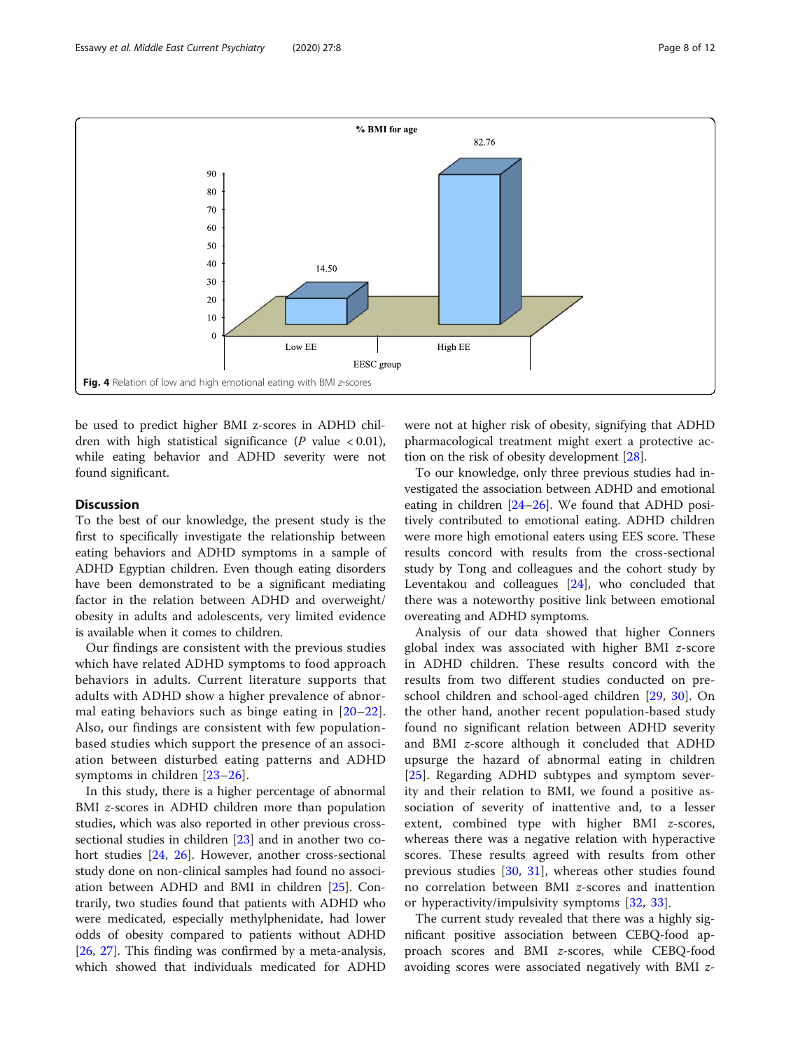% BMI for age

82.76

14.50

Low EE | High EE

EESC group

**Fig. 4** Relation of low and high emotional eating with BMI *z*-scores

be used to predict higher BMI z-scores in ADHD children with high statistical significance (*P* value < 0.01), while eating behavior and ADHD severity were not found significant.

## Discussion

To the best of our knowledge, the present study is the first to specifically investigate the relationship between eating behaviors and ADHD symptoms in a sample of ADHD Egyptian children. Even though eating disorders have been demonstrated to be a significant mediating factor in the relation between ADHD and overweight/obesity in adults and adolescents, very limited evidence is available when it comes to children.

Our findings are consistent with the previous studies which have related ADHD symptoms to food approach behaviors in adults. Current literature supports that adults with ADHD show a higher prevalence of abnormal eating behaviors such as binge eating in [20–22]. Also, our findings are consistent with few population-based studies which support the presence of an association between disturbed eating patterns and ADHD symptoms in children [23–26].

In this study, there is a higher percentage of abnormal BMI *z*-scores in ADHD children more than population studies, which was also reported in other previous cross-sectional studies in children [23] and in another two cohort studies [24, 26]. However, another cross-sectional study done on non-clinical samples had found no association between ADHD and BMI in children [25]. Contrarily, two studies found that patients with ADHD who were medicated, especially methylphenidate, had lower odds of obesity compared to patients without ADHD [26, 27]. This finding was confirmed by a meta-analysis, which showed that individuals medicated for ADHD were not at higher risk of obesity, signifying that ADHD pharmacological treatment might exert a protective action on the risk of obesity development [28].

To our knowledge, only three previous studies had investigated the association between ADHD and emotional eating in children [24–26]. We found that ADHD positively contributed to emotional eating. ADHD children were more high emotional eaters using EES score. These results concord with results from the cross-sectional study by Tong and colleagues and the cohort study by Leventakou and colleagues [24], who concluded that there was a noteworthy positive link between emotional overeating and ADHD symptoms.

Analysis of our data showed that higher Conners global index was associated with higher BMI *z*-score in ADHD children. These results concord with the results from two different studies conducted on preschool children and school-aged children [29, 30]. On the other hand, another recent population-based study found no significant relation between ADHD severity and BMI *z*-score although it concluded that ADHD upsurge the hazard of abnormal eating in children [25]. Regarding ADHD subtypes and symptom severity and their relation to BMI, we found a positive association of severity of inattentive and, to a lesser extent, combined type with higher BMI *z*-scores, whereas there was a negative relation with hyperactive scores. These results agreed with results from other previous studies [30, 31], whereas other studies found no correlation between BMI *z*-scores and inattention or hyperactivity/impulsivity symptoms [32, 33].

The current study revealed that there was a highly significant positive association between CEBQ-food approach scores and BMI *z*-scores, while CEBQ-food avoiding scores were associated negatively with BMI *z*-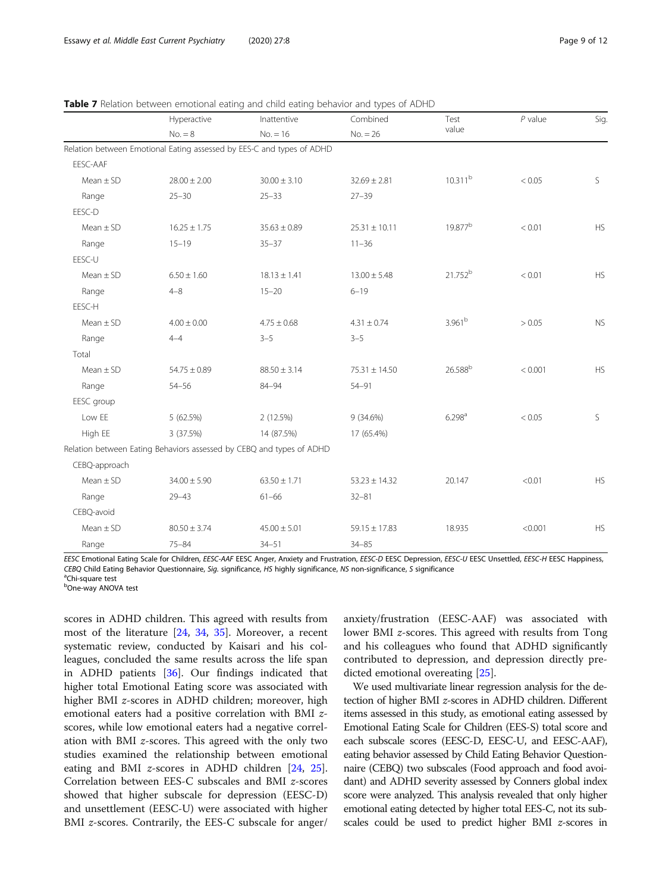**Table 7** Relation between emotional eating and child eating behavior and types of ADHD

| | Hyperactive No. = 8 | Inattentive No. = 16 | Combined No. = 26 | Test value | *P* value | Sig. |
|---|---|---|---|---|---|---|
| Relation between Emotional Eating assessed by EES-C and types of ADHD | | | | | | |
| EESC-AAF | | | | | | |
| Mean ± SD | 28.00 ± 2.00 | 30.00 ± 3.10 | 32.69 ± 2.81 | 10.311[b] | < 0.05 | S |
| Range | 25–30 | 25–33 | 27–39 | | | |
| EESC-D | | | | | | |
| Mean ± SD | 16.25 ± 1.75 | 35.63 ± 0.89 | 25.31 ± 10.11 | 19.877[b] | < 0.01 | HS |
| Range | 15–19 | 35–37 | 11–36 | | | |
| EESC-U | | | | | | |
| Mean ± SD | 6.50 ± 1.60 | 18.13 ± 1.41 | 13.00 ± 5.48 | 21.752[b] | < 0.01 | HS |
| Range | 4–8 | 15–20 | 6–19 | | | |
| EESC-H | | | | | | |
| Mean ± SD | 4.00 ± 0.00 | 4.75 ± 0.68 | 4.31 ± 0.74 | 3.961[b] | > 0.05 | NS |
| Range | 4–4 | 3–5 | 3–5 | | | |
| Total | | | | | | |
| Mean ± SD | 54.75 ± 0.89 | 88.50 ± 3.14 | 75.31 ± 14.50 | 26.588[b] | < 0.001 | HS |
| Range | 54–56 | 84–94 | 54–91 | | | |
| EESC group | | | | | | |
| Low EE | 5 (62.5%) | 2 (12.5%) | 9 (34.6%) | 6.298[a] | < 0.05 | S |
| High EE | 3 (37.5%) | 14 (87.5%) | 17 (65.4%) | | | |
| Relation between Eating Behaviors assessed by CEBQ and types of ADHD | | | | | | |
| CEBQ-approach | | | | | | |
| Mean ± SD | 34.00 ± 5.90 | 63.50 ± 1.71 | 53.23 ± 14.32 | 20.147 | <0.01 | HS |
| Range | 29–43 | 61–66 | 32–81 | | | |
| CEBQ-avoid | | | | | | |
| Mean ± SD | 80.50 ± 3.74 | 45.00 ± 5.01 | 59.15 ± 17.83 | 18.935 | <0.001 | HS |
| Range | 75–84 | 34–51 | 34–85 | | | |

*EESC* Emotional Eating Scale for Children, *EESC-AAF* EESC Anger, Anxiety and Frustration, *EESC-D* EESC Depression, *EESC-U* EESC Unsettled, *EESC-H* EESC Happiness, *CEBQ* Child Eating Behavior Questionnaire, *Sig.* significance, *HS* highly significance, *NS* non-significance, *S* significance
[a]Chi-square test
[b]One-way ANOVA test

scores in ADHD children. This agreed with results from most of the literature [24, 34, 35]. Moreover, a recent systematic review, conducted by Kaisari and his colleagues, concluded the same results across the life span in ADHD patients [36]. Our findings indicated that higher total Emotional Eating score was associated with higher BMI *z*-scores in ADHD children; moreover, high emotional eaters had a positive correlation with BMI *z*-scores, while low emotional eaters had a negative correlation with BMI *z*-scores. This agreed with the only two studies examined the relationship between emotional eating and BMI *z*-scores in ADHD children [24, 25]. Correlation between EES-C subscales and BMI *z*-scores showed that higher subscale for depression (EESC-D) and unsettlement (EESC-U) were associated with higher BMI *z*-scores. Contrarily, the EES-C subscale for anger/anxiety/frustration (EESC-AAF) was associated with lower BMI *z*-scores. This agreed with results from Tong and his colleagues who found that ADHD significantly contributed to depression, and depression directly predicted emotional overeating [25].

We used multivariate linear regression analysis for the detection of higher BMI *z*-scores in ADHD children. Different items assessed in this study, as emotional eating assessed by Emotional Eating Scale for Children (EES-S) total score and each subscale scores (EESC-D, EESC-U, and EESC-AAF), eating behavior assessed by Child Eating Behavior Questionnaire (CEBQ) two subscales (Food approach and food avoidant) and ADHD severity assessed by Conners global index score were analyzed. This analysis revealed that only higher emotional eating detected by higher total EES-C, not its subscales could be used to predict higher BMI *z*-scores in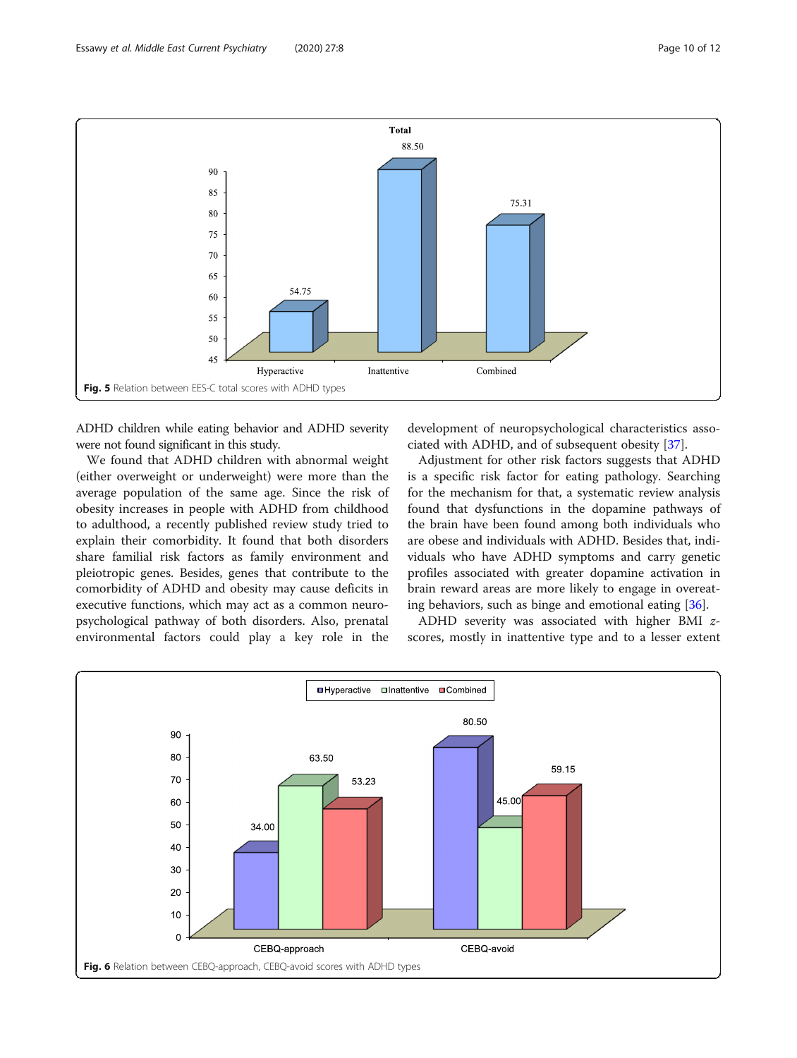Fig. 5 Relation between EES-C total scores with ADHD types

ADHD children while eating behavior and ADHD severity were not found significant in this study.

We found that ADHD children with abnormal weight (either overweight or underweight) were more than the average population of the same age. Since the risk of obesity increases in people with ADHD from childhood to adulthood, a recently published review study tried to explain their comorbidity. It found that both disorders share familial risk factors as family environment and pleiotropic genes. Besides, genes that contribute to the comorbidity of ADHD and obesity may cause deficits in executive functions, which may act as a common neuropsychological pathway of both disorders. Also, prenatal environmental factors could play a key role in the development of neuropsychological characteristics associated with ADHD, and of subsequent obesity [37].

Adjustment for other risk factors suggests that ADHD is a specific risk factor for eating pathology. Searching for the mechanism for that, a systematic review analysis found that dysfunctions in the dopamine pathways of the brain have been found among both individuals who are obese and individuals with ADHD. Besides that, individuals who have ADHD symptoms and carry genetic profiles associated with greater dopamine activation in brain reward areas are more likely to engage in overeating behaviors, such as binge and emotional eating [36].

ADHD severity was associated with higher BMI *z*-scores, mostly in inattentive type and to a lesser extent

Fig. 6 Relation between CEBQ-approach, CEBQ-avoid scores with ADHD types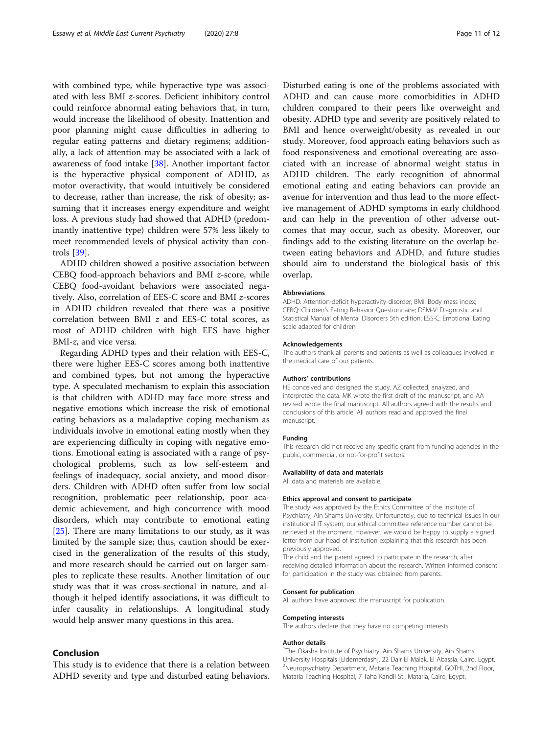with combined type, while hyperactive type was associated with less BMI $z$-scores. Deficient inhibitory control could reinforce abnormal eating behaviors that, in turn, would increase the likelihood of obesity. Inattention and poor planning might cause difficulties in adhering to regular eating patterns and dietary regimens; additionally, a lack of attention may be associated with a lack of awareness of food intake [38]. Another important factor is the hyperactive physical component of ADHD, as motor overactivity, that would intuitively be considered to decrease, rather than increase, the risk of obesity; assuming that it increases energy expenditure and weight loss. A previous study had showed that ADHD (predominantly inattentive type) children were 57% less likely to meet recommended levels of physical activity than controls [39].

ADHD children showed a positive association between CEBQ food-approach behaviors and BMI $z$-score, while CEBQ food-avoidant behaviors were associated negatively. Also, correlation of EES-C score and BMI $z$-scores in ADHD children revealed that there was a positive correlation between BMI $z$ and EES-C total scores, as most of ADHD children with high EES have higher BMI-$z$, and vice versa.

Regarding ADHD types and their relation with EES-C, there were higher EES-C scores among both inattentive and combined types, but not among the hyperactive type. A speculated mechanism to explain this association is that children with ADHD may face more stress and negative emotions which increase the risk of emotional eating behaviors as a maladaptive coping mechanism as individuals involve in emotional eating mostly when they are experiencing difficulty in coping with negative emotions. Emotional eating is associated with a range of psychological problems, such as low self-esteem and feelings of inadequacy, social anxiety, and mood disorders. Children with ADHD often suffer from low social recognition, problematic peer relationship, poor academic achievement, and high concurrence with mood disorders, which may contribute to emotional eating [25]. There are many limitations to our study, as it was limited by the sample size; thus, caution should be exercised in the generalization of the results of this study, and more research should be carried out on larger samples to replicate these results. Another limitation of our study was that it was cross-sectional in nature, and although it helped identify associations, it was difficult to infer causality in relationships. A longitudinal study would help answer many questions in this area.

## Conclusion

This study is to evidence that there is a relation between ADHD severity and type and disturbed eating behaviors. Disturbed eating is one of the problems associated with ADHD and can cause more comorbidities in ADHD children compared to their peers like overweight and obesity. ADHD type and severity are positively related to BMI and hence overweight/obesity as revealed in our study. Moreover, food approach eating behaviors such as food responsiveness and emotional overeating are associated with an increase of abnormal weight status in ADHD children. The early recognition of abnormal emotional eating and eating behaviors can provide an avenue for intervention and thus lead to the more effective management of ADHD symptoms in early childhood and can help in the prevention of other adverse outcomes that may occur, such as obesity. Moreover, our findings add to the existing literature on the overlap between eating behaviors and ADHD, and future studies should aim to understand the biological basis of this overlap.

#### Abbreviations

ADHD: Attention-deficit hyperactivity disorder; BMI: Body mass index; CEBQ: Children's Eating Behavior Questionnaire; DSM-V: Diagnostic and Statistical Manual of Mental Disorders 5th edition; ESS-C: Emotional Eating scale adapted for children

#### Acknowledgements

The authors thank all parents and patients as well as colleagues involved in the medical care of our patients.

#### Authors' contributions

HE conceived and designed the study. AZ collected, analyzed, and interpreted the data. MK wrote the first draft of the manuscript, and AA revised wrote the final manuscript. All authors agreed with the results and conclusions of this article. All authors read and approved the final manuscript.

#### Funding

This research did not receive any specific grant from funding agencies in the public, commercial, or not-for-profit sectors.

#### Availability of data and materials

All data and materials are available.

#### Ethics approval and consent to participate

The study was approved by the Ethics Committee of the Institute of Psychiatry, Ain Shams University. Unfortunately, due to technical issues in our institutional IT system, our ethical committee reference number cannot be retrieved at the moment. However, we would be happy to supply a signed letter from our head of institution explaining that this research has been previously approved.

The child and the parent agreed to participate in the research, after receiving detailed information about the research. Written informed consent for participation in the study was obtained from parents.

#### Consent for publication

All authors have approved the manuscript for publication.

#### Competing interests

The authors declare that they have no competing interests.

#### Author details

[1]The Okasha Institute of Psychiatry, Ain Shams University, Ain Shams University Hospitals [Eldemerdash], 22 Dair El Malak, El Abassia, Cairo, Egypt. [2]Neuropsychiatry Department, Mataria Teaching Hospital, GOTHI, 2nd Floor, Mataria Teaching Hospital, 7 Taha Kandil St., Mataria, Cairo, Egypt.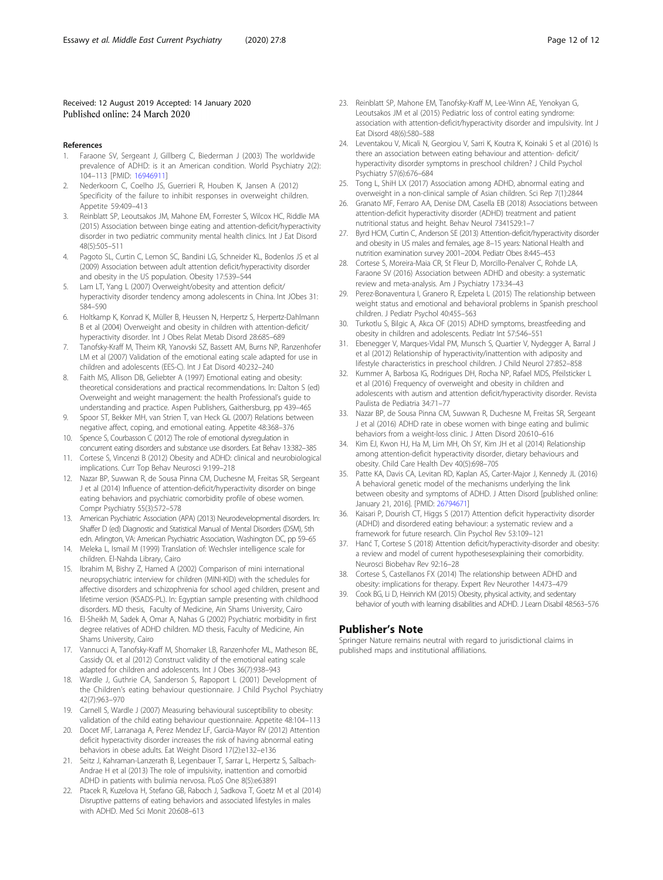Received: 12 August 2019 Accepted: 14 January 2020
Published online: 24 March 2020

## References

1. Faraone SV, Sergeant J, Gillberg C, Biederman J (2003) The worldwide prevalence of ADHD: is it an American condition. World Psychiatry 2(2): 104–113 [PMID: 16946911]
2. Nederkoorn C, Coelho JS, Guerrieri R, Houben K, Jansen A (2012) Specificity of the failure to inhibit responses in overweight children. Appetite 59:409–413
3. Reinblatt SP, Leoutsakos JM, Mahone EM, Forrester S, Wilcox HC, Riddle MA (2015) Association between binge eating and attention-deficit/hyperactivity disorder in two pediatric community mental health clinics. Int J Eat Disord 48(5):505–511
4. Pagoto SL, Curtin C, Lemon SC, Bandini LG, Schneider KL, Bodenlos JS et al (2009) Association between adult attention deficit/hyperactivity disorder and obesity in the US population. Obesity 17:539–544
5. Lam LT, Yang L (2007) Overweight/obesity and attention deficit/ hyperactivity disorder tendency among adolescents in China. Int JObes 31: 584–590
6. Holtkamp K, Konrad K, Müller B, Heussen N, Herpertz S, Herpertz-Dahlmann B et al (2004) Overweight and obesity in children with attention-deficit/ hyperactivity disorder. Int J Obes Relat Metab Disord 28:685–689
7. Tanofsky-Kraff M, Theim KR, Yanovski SZ, Bassett AM, Burns NP, Ranzenhofer LM et al (2007) Validation of the emotional eating scale adapted for use in children and adolescents (EES-C). Int J Eat Disord 40:232–240
8. Faith MS, Allison DB, Geliebter A (1997) Emotional eating and obesity: theoretical considerations and practical recommendations. In: Dalton S (ed) Overweight and weight management: the health Professional's guide to understanding and practice. Aspen Publishers, Gaithersburg, pp 439–465
9. Spoor ST, Bekker MH, van Strien T, van Heck GL (2007) Relations between negative affect, coping, and emotional eating. Appetite 48:368–376
10. Spence S, Courbasson C (2012) The role of emotional dysregulation in concurrent eating disorders and substance use disorders. Eat Behav 13:382–385
11. Cortese S, Vincenzi B (2012) Obesity and ADHD: clinical and neurobiological implications. Curr Top Behav Neurosci 9:199–218
12. Nazar BP, Suwwan R, de Sousa Pinna CM, Duchesne M, Freitas SR, Sergeant J et al (2014) Influence of attention-deficit/hyperactivity disorder on binge eating behaviors and psychiatric comorbidity profile of obese women. Compr Psychiatry 55(3):572–578
13. American Psychiatric Association (APA) (2013) Neurodevelopmental disorders. In: Shaffer D (ed) Diagnostic and Statistical Manual of Mental Disorders (DSM), 5th edn. Arlington, VA: American Psychiatric Association, Washington DC, pp 59–65
14. Meleka L, Ismail M (1999) Translation of: Wechsler intelligence scale for children. El-Nahda Library, Cairo
15. Ibrahim M, Bishry Z, Hamed A (2002) Comparison of mini international neuropsychiatric interview for children (MINI-KID) with the schedules for affective disorders and schizophrenia for school aged children, present and lifetime version (KSADS-PL). In: Egyptian sample presenting with childhood disorders. MD thesis, Faculty of Medicine, Ain Shams University, Cairo
16. El-Sheikh M, Sadek A, Omar A, Nahas G (2002) Psychiatric morbidity in first degree relatives of ADHD children. MD thesis, Faculty of Medicine, Ain Shams University, Cairo
17. Vannucci A, Tanofsky-Kraff M, Shomaker LB, Ranzenhofer ML, Matheson BE, Cassidy OL et al (2012) Construct validity of the emotional eating scale adapted for children and adolescents. Int J Obes 36(7):938–943
18. Wardle J, Guthrie CA, Sanderson S, Rapoport L (2001) Development of the Children's eating behaviour questionnaire. J Child Psychol Psychiatry 42(7):963–970
19. Carnell S, Wardle J (2007) Measuring behavioural susceptibility to obesity: validation of the child eating behaviour questionnaire. Appetite 48:104–113
20. Docet MF, Larranaga A, Perez Mendez LF, Garcia-Mayor RV (2012) Attention deficit hyperactivity disorder increases the risk of having abnormal eating behaviors in obese adults. Eat Weight Disord 17(2):e132–e136
21. Seitz J, Kahraman-Lanzerath B, Legenbauer T, Sarrar L, Herpertz S, Salbach-Andrae H et al (2013) The role of impulsivity, inattention and comorbid ADHD in patients with bulimia nervosa. PLoS One 8(5):e63891
22. Ptacek R, Kuzelova H, Stefano GB, Raboch J, Sadkova T, Goetz M et al (2014) Disruptive patterns of eating behaviors and associated lifestyles in males with ADHD. Med Sci Monit 20:608–613
23. Reinblatt SP, Mahone EM, Tanofsky-Kraff M, Lee-Winn AE, Yenokyan G, Leoutsakos JM et al (2015) Pediatric loss of control eating syndrome: association with attention-deficit/hyperactivity disorder and impulsivity. Int J Eat Disord 48(6):580–588
24. Leventakou V, Micali N, Georgiou V, Sarri K, Koutra K, Koinaki S et al (2016) Is there an association between eating behaviour and attention- deficit/ hyperactivity disorder symptoms in preschool children? J Child Psychol Psychiatry 57(6):676–684
25. Tong L, ShiH LX (2017) Association among ADHD, abnormal eating and overweight in a non-clinical sample of Asian children. Sci Rep 7(1):2844
26. Granato MF, Ferraro AA, Denise DM, Casella EB (2018) Associations between attention-deficit hyperactivity disorder (ADHD) treatment and patient nutritional status and height. Behav Neurol 7341529:1–7
27. Byrd HCM, Curtin C, Anderson SE (2013) Attention-deficit/hyperactivity disorder and obesity in US males and females, age 8–15 years: National Health and nutrition examination survey 2001–2004. Pediatr Obes 8:445–453
28. Cortese S, Moreira-Maia CR, St Fleur D, Morcillo-Penalver C, Rohde LA, Faraone SV (2016) Association between ADHD and obesity: a systematic review and meta-analysis. Am J Psychiatry 173:34–43
29. Perez-Bonaventura I, Granero R, Ezpeleta L (2015) The relationship between weight status and emotional and behavioral problems in Spanish preschool children. J Pediatr Psychol 40:455–563
30. Turkotlu S, Bilgic A, Akca OF (2015) ADHD symptoms, breastfeeding and obesity in children and adolescents. Pediatr Int 57:546–551
31. Ebenegger V, Marques-Vidal PM, Munsch S, Quartier V, Nydegger A, Barral J et al (2012) Relationship of hyperactivity/inattention with adiposity and lifestyle characteristics in preschool children. J Child Neurol 27:852–858
32. Kummer A, Barbosa IG, Rodrigues DH, Rocha NP, Rafael MDS, Pfeilsticker L et al (2016) Frequency of overweight and obesity in children and adolescents with autism and attention deficit/hyperactivity disorder. Revista Paulista de Pediatria 34:71–77
33. Nazar BP, de Sousa Pinna CM, Suwwan R, Duchesne M, Freitas SR, Sergeant J et al (2016) ADHD rate in obese women with binge eating and bulimic behaviors from a weight-loss clinic. J Atten Disord 20:610–616
34. Kim EJ, Kwon HJ, Ha M, Lim MH, Oh SY, Kim JH et al (2014) Relationship among attention-deficit hyperactivity disorder, dietary behaviours and obesity. Child Care Health Dev 40(5):698–705
35. Patte KA, Davis CA, Levitan RD, Kaplan AS, Carter-Major J, Kennedy JL (2016) A behavioral genetic model of the mechanisms underlying the link between obesity and symptoms of ADHD. J Atten Disord [published online: January 21, 2016]. [PMID: 26794671]
36. Kaisari P, Dourish CT, Higgs S (2017) Attention deficit hyperactivity disorder (ADHD) and disordered eating behaviour: a systematic review and a framework for future research. Clin Psychol Rev 53:109–121
37. Hanć T, Cortese S (2018) Attention deficit/hyperactivity-disorder and obesity: a review and model of current hypothesesexplaining their comorbidity. Neurosci Biobehav Rev 92:16–28
38. Cortese S, Castellanos FX (2014) The relationship between ADHD and obesity: implications for therapy. Expert Rev Neurother 14:473–479
39. Cook BG, Li D, Heinrich KM (2015) Obesity, physical activity, and sedentary behavior of youth with learning disabilities and ADHD. J Learn Disabil 48:563–576

## Publisher's Note

Springer Nature remains neutral with regard to jurisdictional claims in published maps and institutional affiliations.